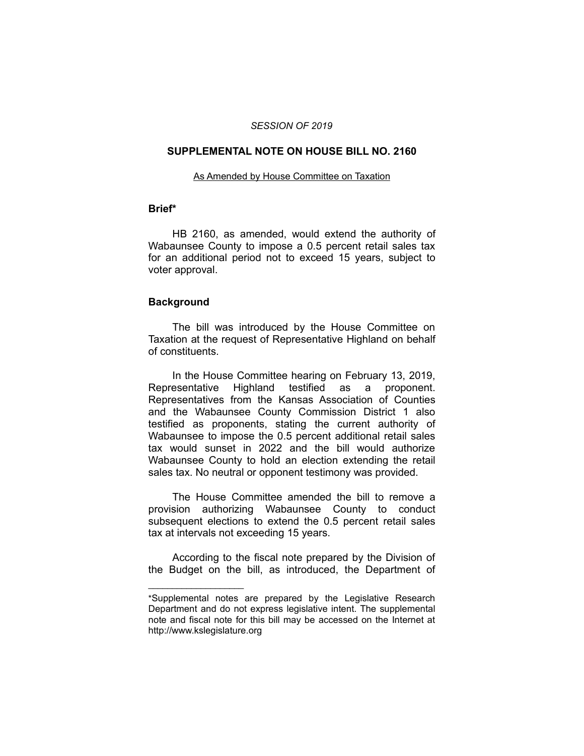*SESSION OF 2019*

# SUPPLEMENTAL NOTE ON HOUSE BILL NO. 2160

As Amended by House Committee on Taxation

## Brief*

HB 2160, as amended, would extend the authority of Wabaunsee County to impose a 0.5 percent retail sales tax for an additional period not to exceed 15 years, subject to voter approval.

## Background

The bill was introduced by the House Committee on Taxation at the request of Representative Highland on behalf of constituents.

In the House Committee hearing on February 13, 2019, Representative Highland testified as a proponent. Representatives from the Kansas Association of Counties and the Wabaunsee County Commission District 1 also testified as proponents, stating the current authority of Wabaunsee to impose the 0.5 percent additional retail sales tax would sunset in 2022 and the bill would authorize Wabaunsee County to hold an election extending the retail sales tax. No neutral or opponent testimony was provided.

The House Committee amended the bill to remove a provision authorizing Wabaunsee County to conduct subsequent elections to extend the 0.5 percent retail sales tax at intervals not exceeding 15 years.

According to the fiscal note prepared by the Division of the Budget on the bill, as introduced, the Department of

---

*Supplemental notes are prepared by the Legislative Research Department and do not express legislative intent. The supplemental note and fiscal note for this bill may be accessed on the Internet at http://www.kslegislature.org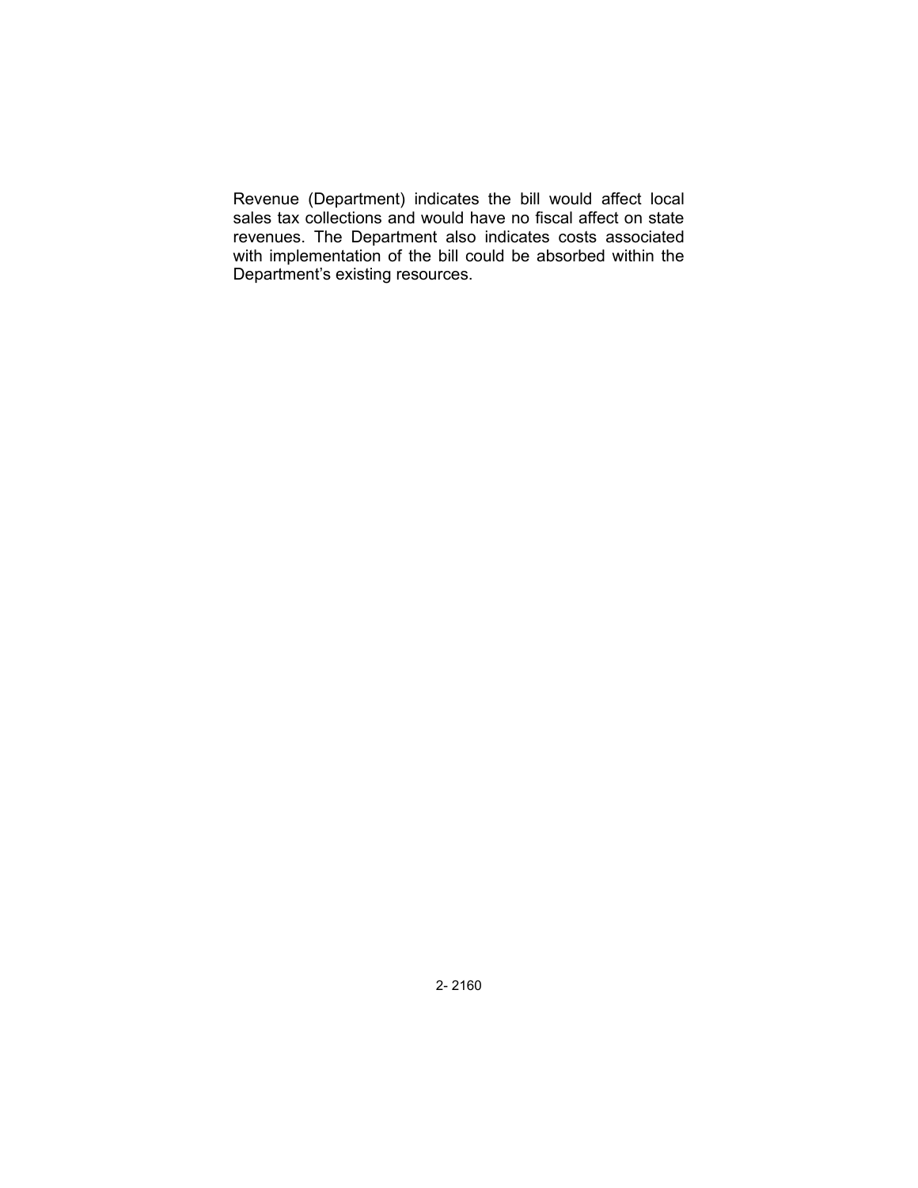Revenue (Department) indicates the bill would affect local sales tax collections and would have no fiscal affect on state revenues. The Department also indicates costs associated with implementation of the bill could be absorbed within the Department's existing resources.